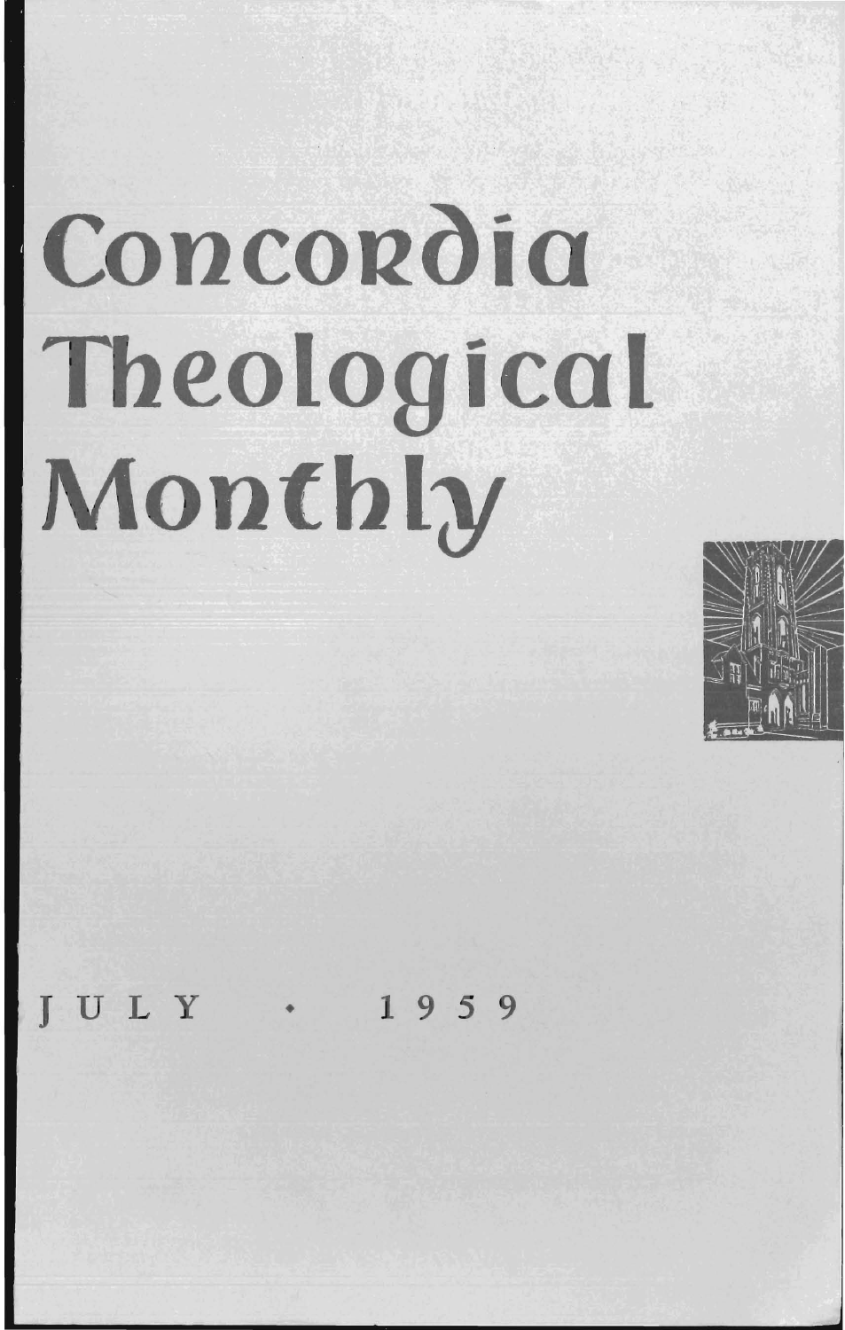# Concordia Theological Monthly

JULY • 1959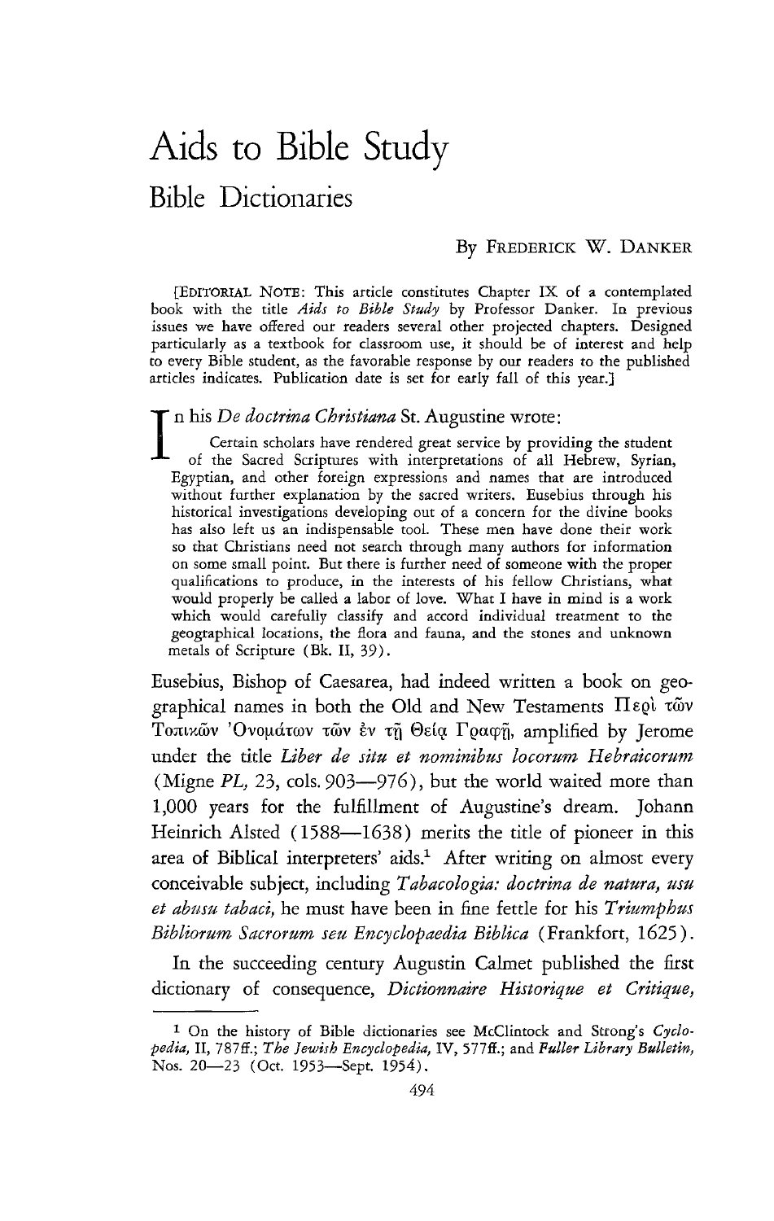# Aids to Bible Study

## Bible Dictionaries

By FREDERICK W. DANKER

[EDITORIAL NOTE: This article constitutes Chapter IX of a contemplated book with the title *Aids to Bible Study* by Professor Danker. In previous issues we have offered our readers several other projected chapters. Designed particularly as a textbook for classroom use, it should be of interest and help to every Bible student, as the favorable response by our readers to the published articles indicates. Publication date is set for early fall of this year.]

In his *De doctrina Christiana* St. Augustine wrote:

> Certain scholars have rendered great service by providing the student of the Sacred Scriptures with interpretations of all Hebrew, Syrian, Egyptian, and other foreign expressions and names that are introduced without further explanation by the sacred writers. Eusebius through his historical investigations developing out of a concern for the divine books has also left us an indispensable tool. These men have done their work so that Christians need not search through many authors for information on some small point. But there is further need of someone with the proper qualifications to produce, in the interests of his fellow Christians, what would properly be called a labor of love. What I have in mind is a work which would carefully classify and accord individual treatment to the geographical locations, the flora and fauna, and the stones and unknown metals of Scripture (Bk. II, 39).

Eusebius, Bishop of Caesarea, had indeed written a book on geographical names in both the Old and New Testaments Περὶ τῶν Τοπικῶν Ὀνομάτων τῶν ἐν τῇ Θείᾳ Γραφῇ, amplified by Jerome under the title *Liber de situ et nominibus locorum Hebraicorum* (Migne *PL*, 23, cols. 903—976), but the world waited more than 1,000 years for the fulfillment of Augustine's dream. Johann Heinrich Alsted (1588—1638) merits the title of pioneer in this area of Biblical interpreters' aids.[1] After writing on almost every conceivable subject, including *Tabacologia: doctrina de natura, usu et abusu tabaci*, he must have been in fine fettle for his *Triumphus Bibliorum Sacrorum seu Encyclopaedia Biblica* (Frankfort, 1625).

In the succeeding century Augustin Calmet published the first dictionary of consequence, *Dictionnaire Historique et Critique,*

---

[1] On the history of Bible dictionaries see McClintock and Strong's *Cyclopedia*, II, 787ff.; *The Jewish Encyclopedia*, IV, 577ff.; and *Fuller Library Bulletin*, Nos. 20—23 (Oct. 1953—Sept. 1954).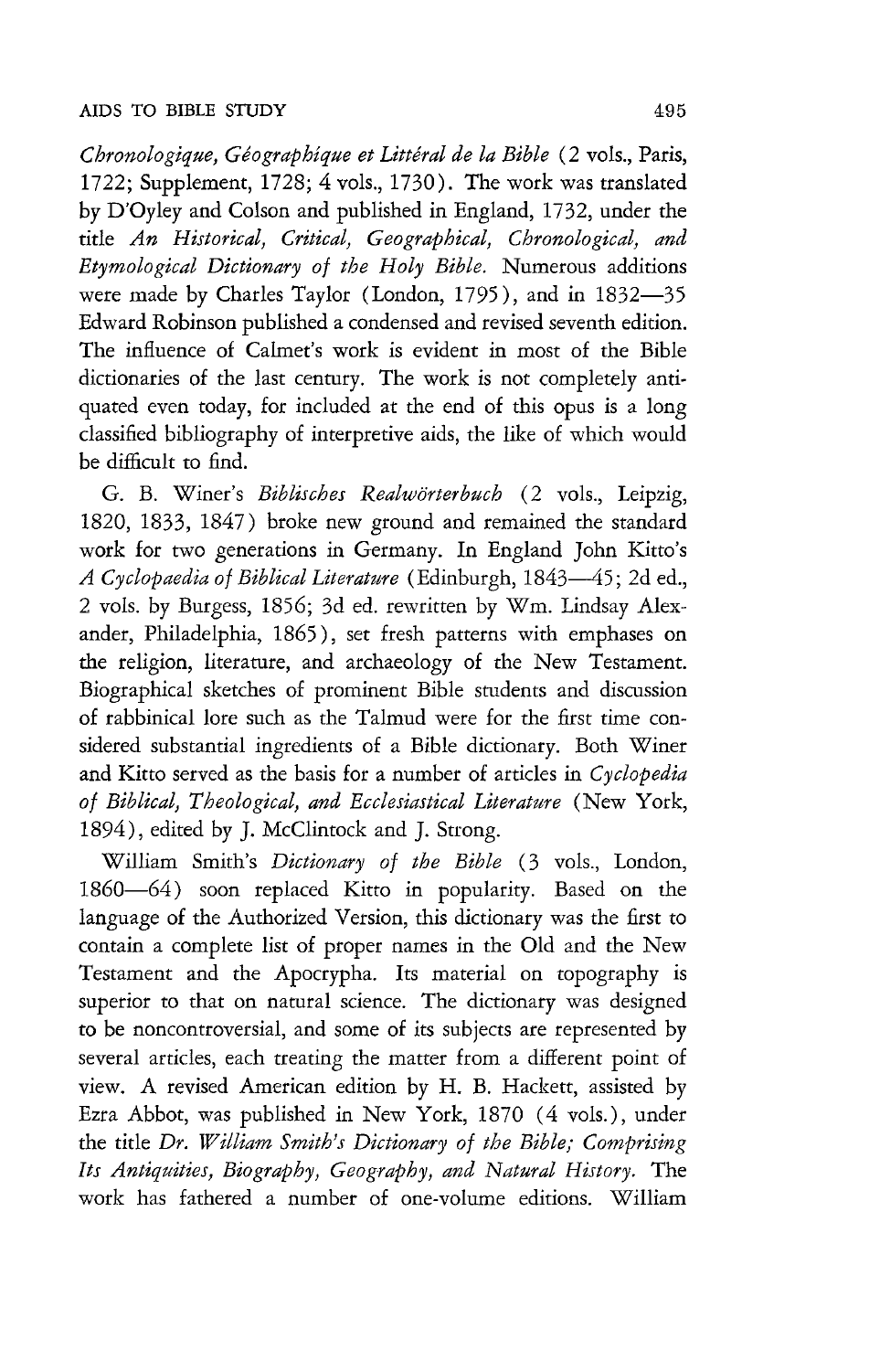*Chronologique, Géographique et Littéral de la Bible* (2 vols., Paris, 1722; Supplement, 1728; 4 vols., 1730). The work was translated by D'Oyley and Colson and published in England, 1732, under the title *An Historical, Critical, Geographical, Chronological, and Etymological Dictionary of the Holy Bible.* Numerous additions were made by Charles Taylor (London, 1795), and in 1832—35 Edward Robinson published a condensed and revised seventh edition. The influence of Calmet's work is evident in most of the Bible dictionaries of the last century. The work is not completely antiquated even today, for included at the end of this opus is a long classified bibliography of interpretive aids, the like of which would be difficult to find.

G. B. Winer's *Biblisches Realwörterbuch* (2 vols., Leipzig, 1820, 1833, 1847) broke new ground and remained the standard work for two generations in Germany. In England John Kitto's *A Cyclopaedia of Biblical Literature* (Edinburgh, 1843—45; 2d ed., 2 vols. by Burgess, 1856; 3d ed. rewritten by Wm. Lindsay Alexander, Philadelphia, 1865), set fresh patterns with emphases on the religion, literature, and archaeology of the New Testament. Biographical sketches of prominent Bible students and discussion of rabbinical lore such as the Talmud were for the first time considered substantial ingredients of a Bible dictionary. Both Winer and Kitto served as the basis for a number of articles in *Cyclopedia of Biblical, Theological, and Ecclesiastical Literature* (New York, 1894), edited by J. McClintock and J. Strong.

William Smith's *Dictionary of the Bible* (3 vols., London, 1860—64) soon replaced Kitto in popularity. Based on the language of the Authorized Version, this dictionary was the first to contain a complete list of proper names in the Old and the New Testament and the Apocrypha. Its material on topography is superior to that on natural science. The dictionary was designed to be noncontroversial, and some of its subjects are represented by several articles, each treating the matter from a different point of view. A revised American edition by H. B. Hackett, assisted by Ezra Abbot, was published in New York, 1870 (4 vols.), under the title *Dr. William Smith's Dictionary of the Bible; Comprising Its Antiquities, Biography, Geography, and Natural History.* The work has fathered a number of one-volume editions. William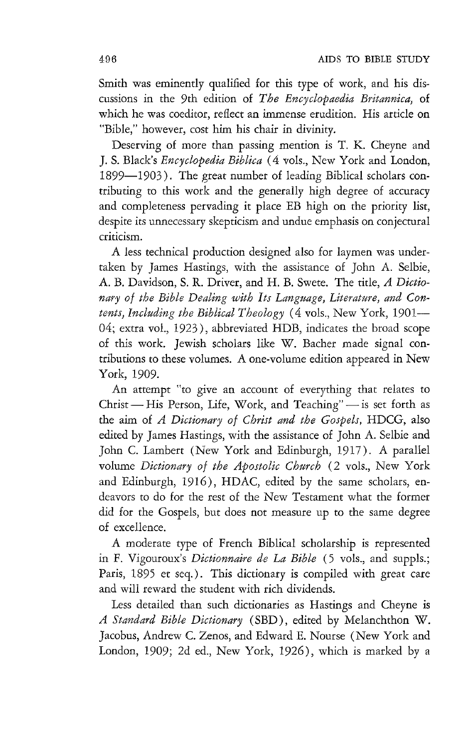Smith was eminently qualified for this type of work, and his discussions in the 9th edition of *The Encyclopaedia Britannica,* of which he was coeditor, reflect an immense erudition. His article on "Bible," however, cost him his chair in divinity.

Deserving of more than passing mention is T. K. Cheyne and J. S. Black's *Encyclopedia Biblica* (4 vols., New York and London, 1899—1903). The great number of leading Biblical scholars contributing to this work and the generally high degree of accuracy and completeness pervading it place EB high on the priority list, despite its unnecessary skepticism and undue emphasis on conjectural criticism.

A less technical production designed also for laymen was undertaken by James Hastings, with the assistance of John A. Selbie, A. B. Davidson, S. R. Driver, and H. B. Swete. The title, *A Dictionary of the Bible Dealing with Its Language, Literature, and Contents, Including the Biblical Theology* (4 vols., New York, 1901—04; extra vol., 1923), abbreviated HDB, indicates the broad scope of this work. Jewish scholars like W. Bacher made signal contributions to these volumes. A one-volume edition appeared in New York, 1909.

An attempt "to give an account of everything that relates to Christ — His Person, Life, Work, and Teaching" — is set forth as the aim of *A Dictionary of Christ and the Gospels,* HDCG, also edited by James Hastings, with the assistance of John A. Selbie and John C. Lambert (New York and Edinburgh, 1917). A parallel volume *Dictionary of the Apostolic Church* (2 vols., New York and Edinburgh, 1916), HDAC, edited by the same scholars, endeavors to do for the rest of the New Testament what the former did for the Gospels, but does not measure up to the same degree of excellence.

A moderate type of French Biblical scholarship is represented in F. Vigouroux's *Dictionnaire de La Bible* (5 vols., and suppls.; Paris, 1895 et seq.). This dictionary is compiled with great care and will reward the student with rich dividends.

Less detailed than such dictionaries as Hastings and Cheyne is *A Standard Bible Dictionary* (SBD), edited by Melanchthon W. Jacobus, Andrew C. Zenos, and Edward E. Nourse (New York and London, 1909; 2d ed., New York, 1926), which is marked by a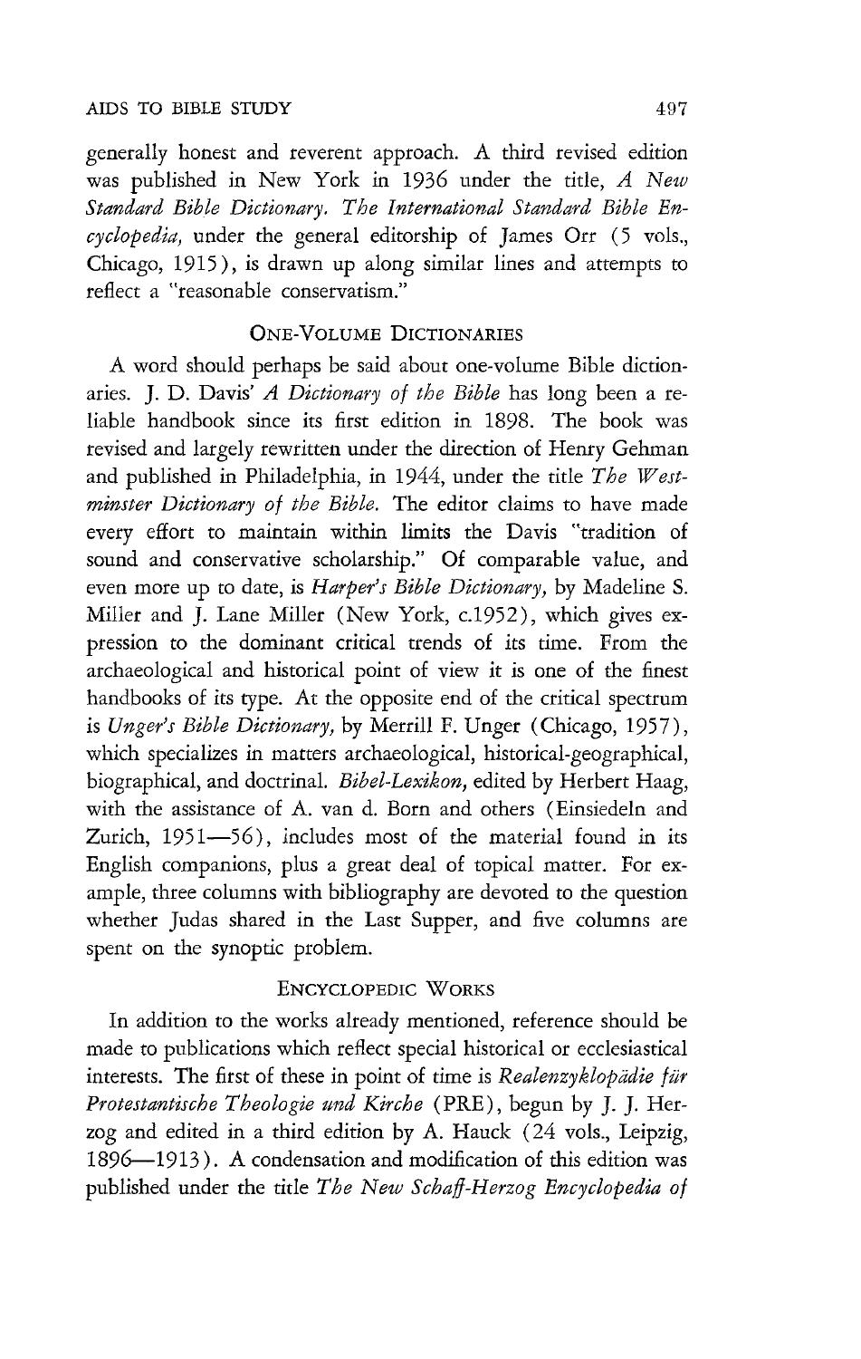generally honest and reverent approach. A third revised edition was published in New York in 1936 under the title, *A New Standard Bible Dictionary. The International Standard Bible Encyclopedia,* under the general editorship of James Orr (5 vols., Chicago, 1915), is drawn up along similar lines and attempts to reflect a "reasonable conservatism."

## One-Volume Dictionaries

A word should perhaps be said about one-volume Bible dictionaries. J. D. Davis' *A Dictionary of the Bible* has long been a reliable handbook since its first edition in 1898. The book was revised and largely rewritten under the direction of Henry Gehman and published in Philadelphia, in 1944, under the title *The Westminster Dictionary of the Bible.* The editor claims to have made every effort to maintain within limits the Davis "tradition of sound and conservative scholarship." Of comparable value, and even more up to date, is *Harper's Bible Dictionary,* by Madeline S. Miller and J. Lane Miller (New York, c.1952), which gives expression to the dominant critical trends of its time. From the archaeological and historical point of view it is one of the finest handbooks of its type. At the opposite end of the critical spectrum is *Unger's Bible Dictionary,* by Merrill F. Unger (Chicago, 1957), which specializes in matters archaeological, historical-geographical, biographical, and doctrinal. *Bibel-Lexikon,* edited by Herbert Haag, with the assistance of A. van d. Born and others (Einsiedeln and Zurich, 1951—56), includes most of the material found in its English companions, plus a great deal of topical matter. For example, three columns with bibliography are devoted to the question whether Judas shared in the Last Supper, and five columns are spent on the synoptic problem.

## Encyclopedic Works

In addition to the works already mentioned, reference should be made to publications which reflect special historical or ecclesiastical interests. The first of these in point of time is *Realenzyklopädie für Protestantische Theologie und Kirche* (PRE), begun by J. J. Herzog and edited in a third edition by A. Hauck (24 vols., Leipzig, 1896—1913). A condensation and modification of this edition was published under the title *The New Schaff-Herzog Encyclopedia of*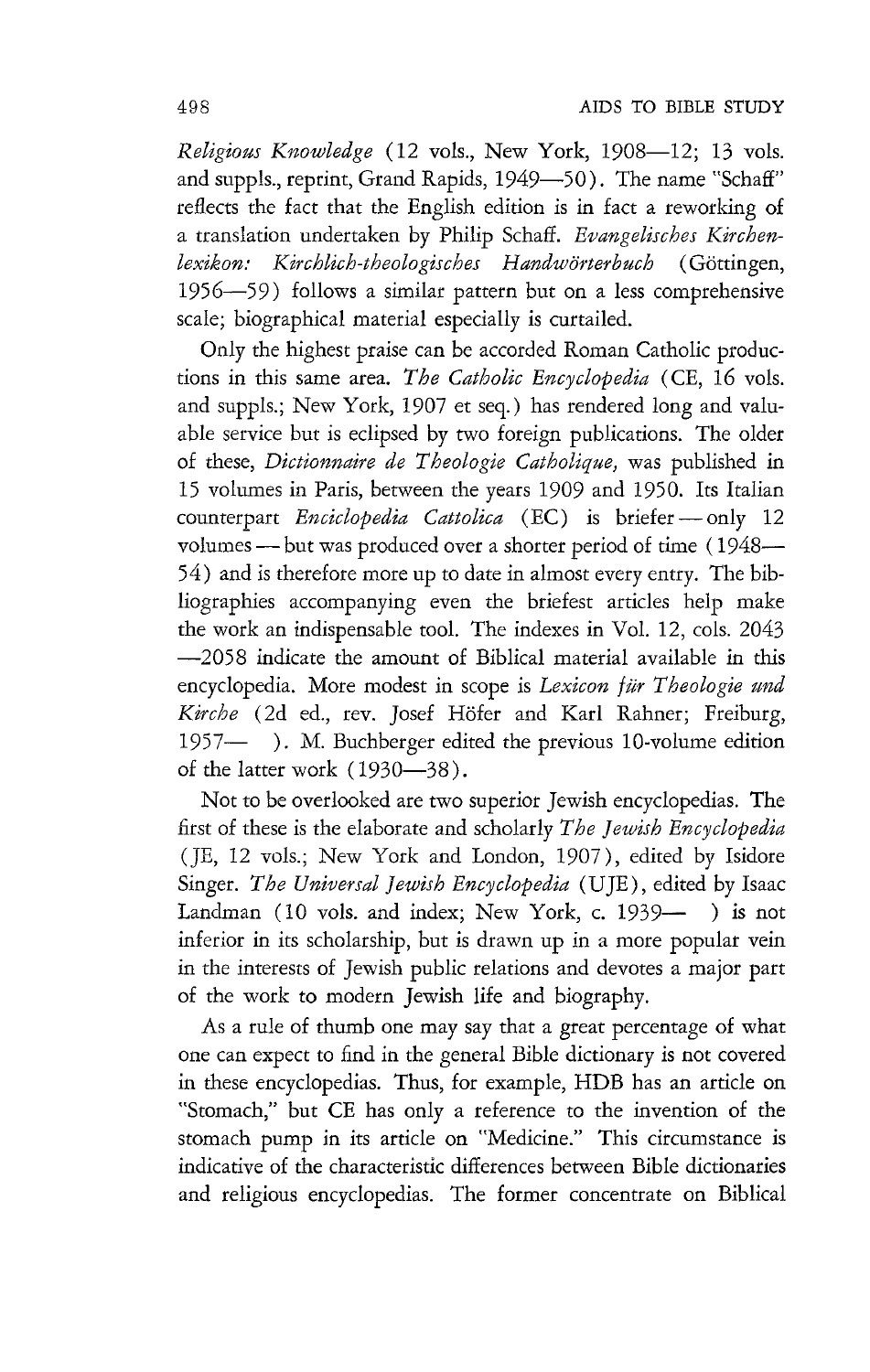*Religious Knowledge* (12 vols., New York, 1908—12; 13 vols. and suppls., reprint, Grand Rapids, 1949—50). The name "Schaff" reflects the fact that the English edition is in fact a reworking of a translation undertaken by Philip Schaff. *Evangelisches Kirchenlexikon: Kirchlich-theologisches Handwörterbuch* (Göttingen, 1956—59) follows a similar pattern but on a less comprehensive scale; biographical material especially is curtailed.

Only the highest praise can be accorded Roman Catholic productions in this same area. *The Catholic Encyclopedia* (CE, 16 vols. and suppls.; New York, 1907 et seq.) has rendered long and valuable service but is eclipsed by two foreign publications. The older of these, *Dictionnaire de Theologie Catholique,* was published in 15 volumes in Paris, between the years 1909 and 1950. Its Italian counterpart *Enciclopedia Cattolica* (EC) is briefer — only 12 volumes — but was produced over a shorter period of time (1948—54) and is therefore more up to date in almost every entry. The bibliographies accompanying even the briefest articles help make the work an indispensable tool. The indexes in Vol. 12, cols. 2043—2058 indicate the amount of Biblical material available in this encyclopedia. More modest in scope is *Lexicon für Theologie und Kirche* (2d ed., rev. Josef Höfer and Karl Rahner; Freiburg, 1957— ). M. Buchberger edited the previous 10-volume edition of the latter work (1930—38).

Not to be overlooked are two superior Jewish encyclopedias. The first of these is the elaborate and scholarly *The Jewish Encyclopedia* (JE, 12 vols.; New York and London, 1907), edited by Isidore Singer. *The Universal Jewish Encyclopedia* (UJE), edited by Isaac Landman (10 vols. and index; New York, c. 1939— ) is not inferior in its scholarship, but is drawn up in a more popular vein in the interests of Jewish public relations and devotes a major part of the work to modern Jewish life and biography.

As a rule of thumb one may say that a great percentage of what one can expect to find in the general Bible dictionary is not covered in these encyclopedias. Thus, for example, HDB has an article on "Stomach," but CE has only a reference to the invention of the stomach pump in its article on "Medicine." This circumstance is indicative of the characteristic differences between Bible dictionaries and religious encyclopedias. The former concentrate on Biblical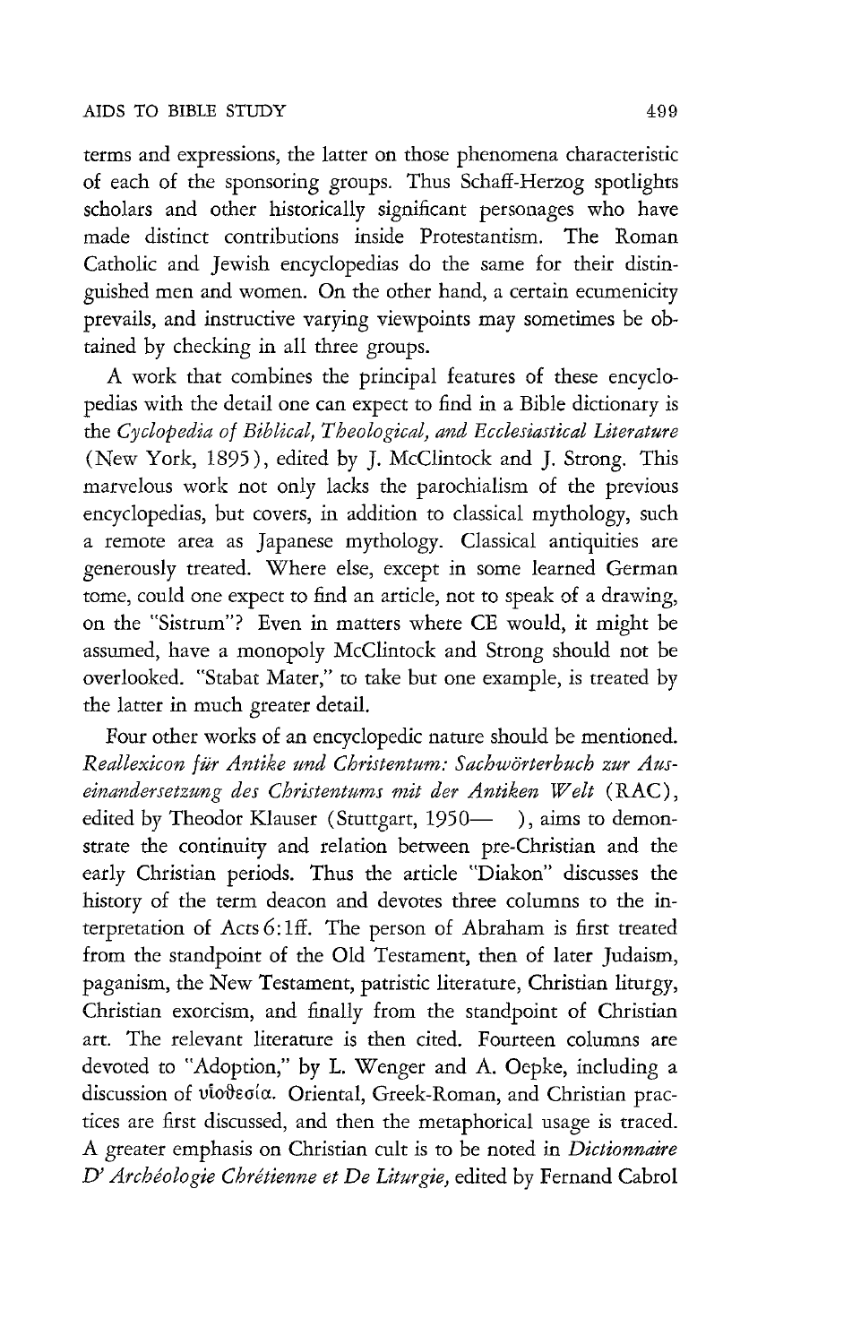terms and expressions, the latter on those phenomena characteristic of each of the sponsoring groups. Thus Schaff-Herzog spotlights scholars and other historically significant personages who have made distinct contributions inside Protestantism. The Roman Catholic and Jewish encyclopedias do the same for their distinguished men and women. On the other hand, a certain ecumenicity prevails, and instructive varying viewpoints may sometimes be obtained by checking in all three groups.

A work that combines the principal features of these encyclopedias with the detail one can expect to find in a Bible dictionary is the *Cyclopedia of Biblical, Theological, and Ecclesiastical Literature* (New York, 1895), edited by J. McClintock and J. Strong. This marvelous work not only lacks the parochialism of the previous encyclopedias, but covers, in addition to classical mythology, such a remote area as Japanese mythology. Classical antiquities are generously treated. Where else, except in some learned German tome, could one expect to find an article, not to speak of a drawing, on the "Sistrum"? Even in matters where CE would, it might be assumed, have a monopoly McClintock and Strong should not be overlooked. "Stabat Mater," to take but one example, is treated by the latter in much greater detail.

Four other works of an encyclopedic nature should be mentioned. *Reallexicon für Antike und Christentum: Sachwörterbuch zur Auseinandersetzung des Christentums mit der Antiken Welt* (RAC), edited by Theodor Klauser (Stuttgart, 1950— ), aims to demonstrate the continuity and relation between pre-Christian and the early Christian periods. Thus the article "Diakon" discusses the history of the term deacon and devotes three columns to the interpretation of Acts 6:1ff. The person of Abraham is first treated from the standpoint of the Old Testament, then of later Judaism, paganism, the New Testament, patristic literature, Christian liturgy, Christian exorcism, and finally from the standpoint of Christian art. The relevant literature is then cited. Fourteen columns are devoted to "Adoption," by L. Wenger and A. Oepke, including a discussion of υἱοθεσία. Oriental, Greek-Roman, and Christian practices are first discussed, and then the metaphorical usage is traced. A greater emphasis on Christian cult is to be noted in *Dictionnaire D' Archéologie Chrétienne et De Liturgie,* edited by Fernand Cabrol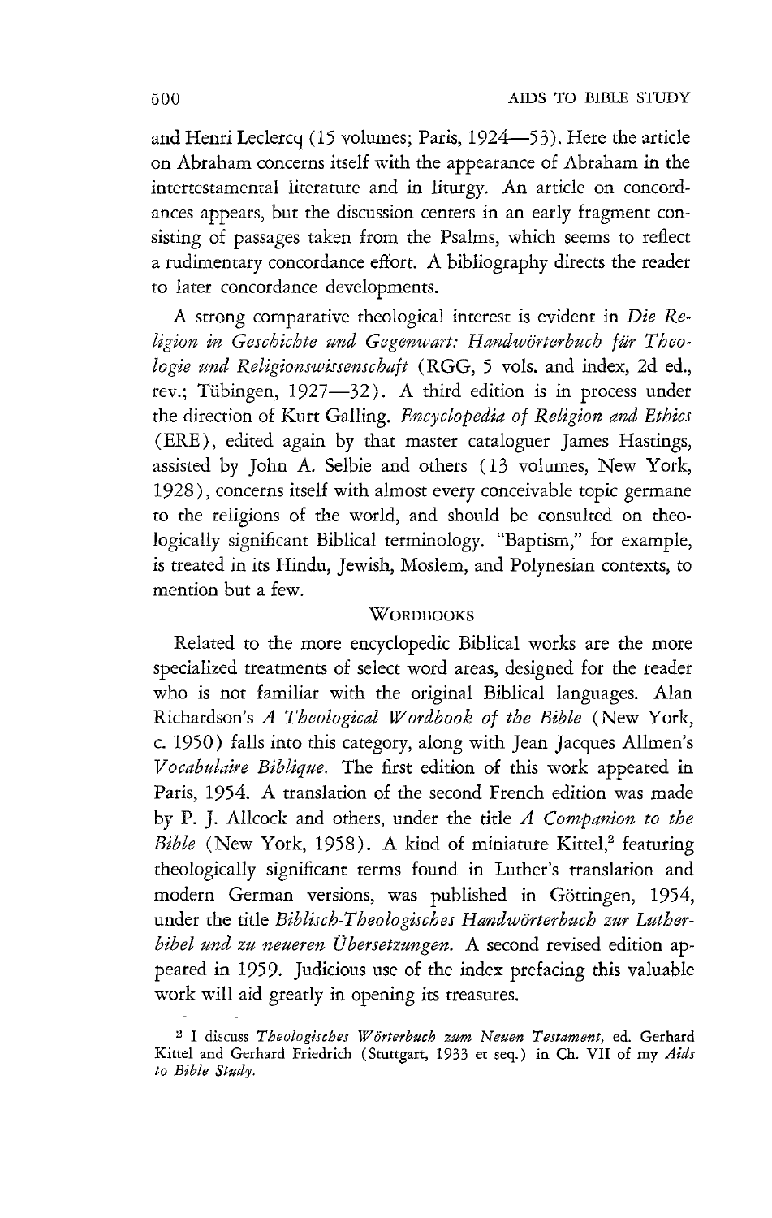and Henri Leclercq (15 volumes; Paris, 1924—53). Here the article on Abraham concerns itself with the appearance of Abraham in the intertestamental literature and in liturgy. An article on concordances appears, but the discussion centers in an early fragment consisting of passages taken from the Psalms, which seems to reflect a rudimentary concordance effort. A bibliography directs the reader to later concordance developments.

A strong comparative theological interest is evident in *Die Religion in Geschichte und Gegenwart: Handwörterbuch für Theologie und Religionswissenschaft* (RGG, 5 vols. and index, 2d ed., rev.; Tübingen, 1927—32). A third edition is in process under the direction of Kurt Galling. *Encyclopedia of Religion and Ethics* (ERE), edited again by that master cataloguer James Hastings, assisted by John A. Selbie and others (13 volumes, New York, 1928), concerns itself with almost every conceivable topic germane to the religions of the world, and should be consulted on theologically significant Biblical terminology. "Baptism," for example, is treated in its Hindu, Jewish, Moslem, and Polynesian contexts, to mention but a few.

## WORDBOOKS

Related to the more encyclopedic Biblical works are the more specialized treatments of select word areas, designed for the reader who is not familiar with the original Biblical languages. Alan Richardson's *A Theological Wordbook of the Bible* (New York, c. 1950) falls into this category, along with Jean Jacques Allmen's *Vocabulaire Biblique.* The first edition of this work appeared in Paris, 1954. A translation of the second French edition was made by P. J. Allcock and others, under the title *A Companion to the Bible* (New York, 1958). A kind of miniature Kittel,[2] featuring theologically significant terms found in Luther's translation and modern German versions, was published in Göttingen, 1954, under the title *Biblisch-Theologisches Handwörterbuch zur Lutherbibel und zu neueren Übersetzungen.* A second revised edition appeared in 1959. Judicious use of the index prefacing this valuable work will aid greatly in opening its treasures.

---

[2] I discuss *Theologisches Wörterbuch zum Neuen Testament,* ed. Gerhard Kittel and Gerhard Friedrich (Stuttgart, 1933 et seq.) in Ch. VII of my *Aids to Bible Study.*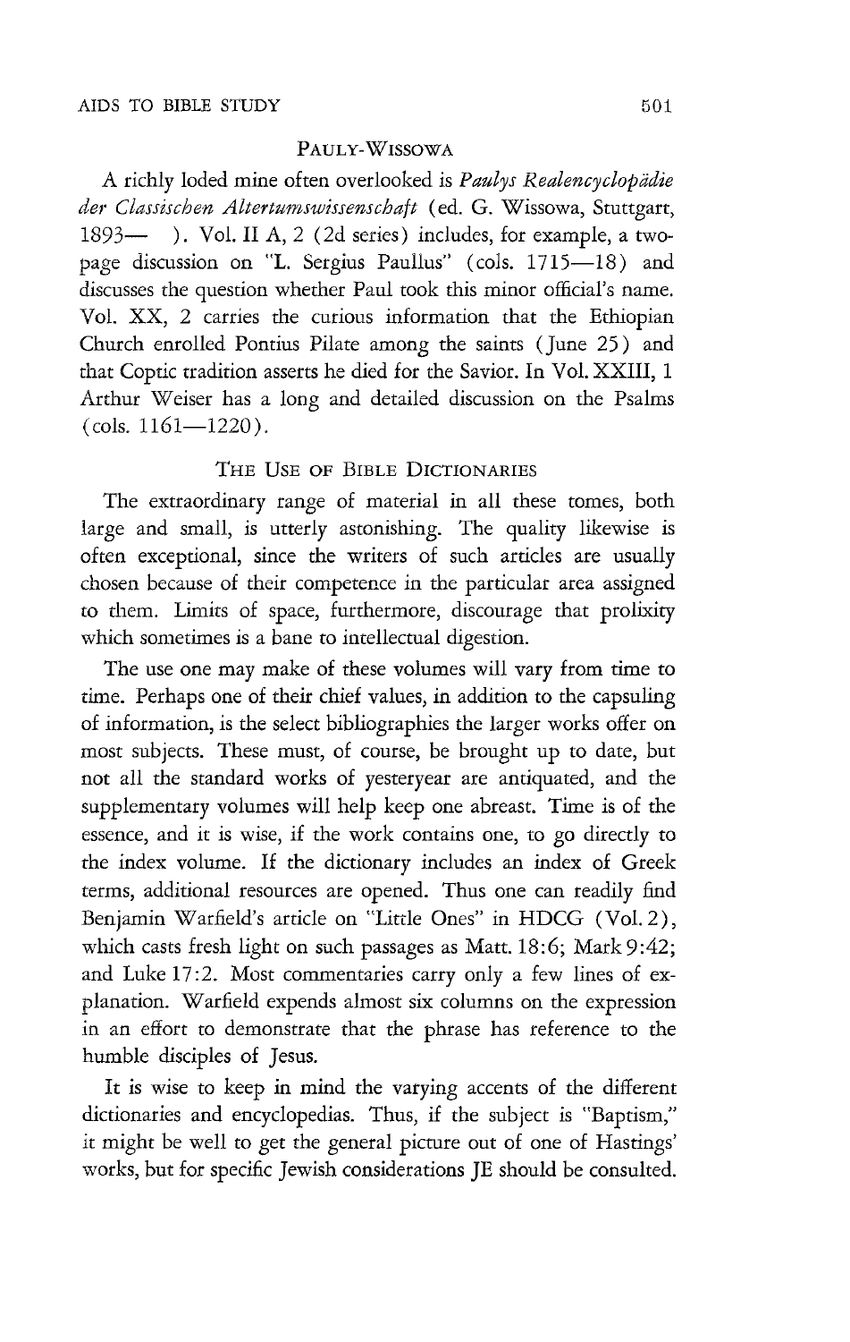## Pauly-Wissowa

A richly loded mine often overlooked is *Paulys Realencyclopädie der Classischen Altertumswissenschaft* (ed. G. Wissowa, Stuttgart, 1893— ). Vol. II A, 2 (2d series) includes, for example, a two-page discussion on "L. Sergius Paullus" (cols. 1715—18) and discusses the question whether Paul took this minor official's name. Vol. XX, 2 carries the curious information that the Ethiopian Church enrolled Pontius Pilate among the saints (June 25) and that Coptic tradition asserts he died for the Savior. In Vol. XXIII, 1 Arthur Weiser has a long and detailed discussion on the Psalms (cols. 1161—1220).

## The Use of Bible Dictionaries

The extraordinary range of material in all these tomes, both large and small, is utterly astonishing. The quality likewise is often exceptional, since the writers of such articles are usually chosen because of their competence in the particular area assigned to them. Limits of space, furthermore, discourage that prolixity which sometimes is a bane to intellectual digestion.

The use one may make of these volumes will vary from time to time. Perhaps one of their chief values, in addition to the capsuling of information, is the select bibliographies the larger works offer on most subjects. These must, of course, be brought up to date, but not all the standard works of yesteryear are antiquated, and the supplementary volumes will help keep one abreast. Time is of the essence, and it is wise, if the work contains one, to go directly to the index volume. If the dictionary includes an index of Greek terms, additional resources are opened. Thus one can readily find Benjamin Warfield's article on "Little Ones" in HDCG (Vol. 2), which casts fresh light on such passages as Matt. 18:6; Mark 9:42; and Luke 17:2. Most commentaries carry only a few lines of explanation. Warfield expends almost six columns on the expression in an effort to demonstrate that the phrase has reference to the humble disciples of Jesus.

It is wise to keep in mind the varying accents of the different dictionaries and encyclopedias. Thus, if the subject is "Baptism," it might be well to get the general picture out of one of Hastings' works, but for specific Jewish considerations JE should be consulted.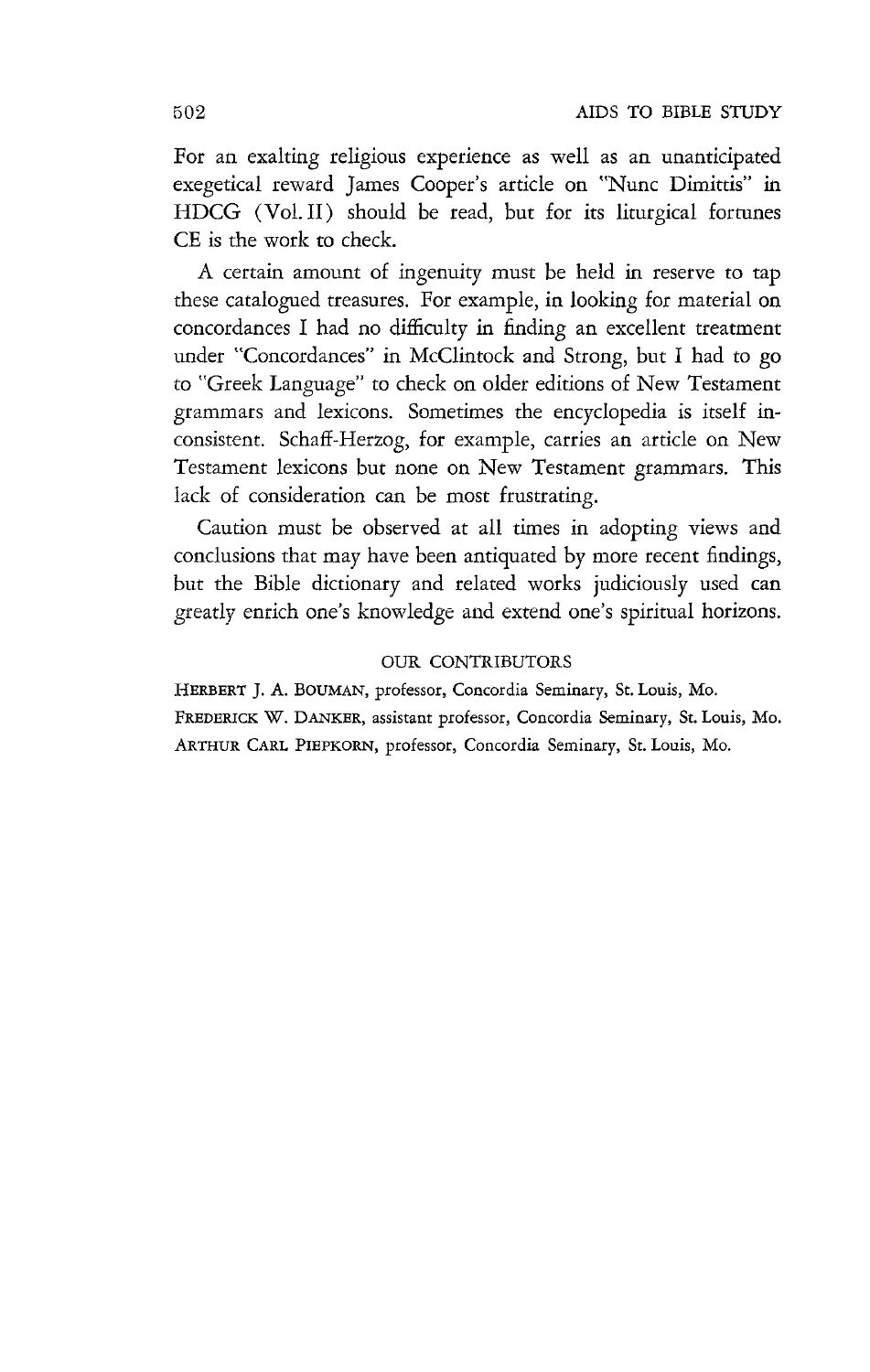For an exalting religious experience as well as an unanticipated exegetical reward James Cooper's article on "Nunc Dimittis" in HDCG (Vol. II) should be read, but for its liturgical fortunes CE is the work to check.

A certain amount of ingenuity must be held in reserve to tap these catalogued treasures. For example, in looking for material on concordances I had no difficulty in finding an excellent treatment under "Concordances" in McClintock and Strong, but I had to go to "Greek Language" to check on older editions of New Testament grammars and lexicons. Sometimes the encyclopedia is itself inconsistent. Schaff-Herzog, for example, carries an article on New Testament lexicons but none on New Testament grammars. This lack of consideration can be most frustrating.

Caution must be observed at all times in adopting views and conclusions that may have been antiquated by more recent findings, but the Bible dictionary and related works judiciously used can greatly enrich one's knowledge and extend one's spiritual horizons.

## OUR CONTRIBUTORS

HERBERT J. A. BOUMAN, professor, Concordia Seminary, St. Louis, Mo.

FREDERICK W. DANKER, assistant professor, Concordia Seminary, St. Louis, Mo.

ARTHUR CARL PIEPKORN, professor, Concordia Seminary, St. Louis, Mo.